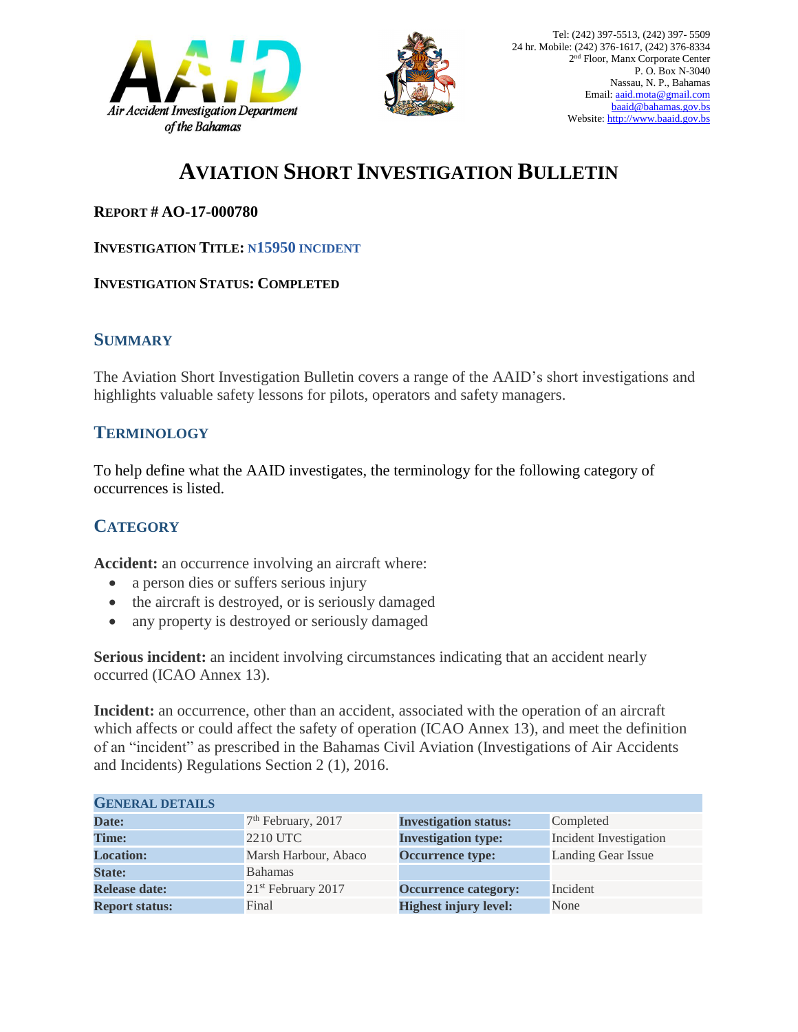Air Accident Investigation Department of the Bahamas

Tel: (242) 397-5513, (242) 397- 5509
24 hr. Mobile: (242) 376-1617, (242) 376-8334
2nd Floor, Manx Corporate Center
P. O. Box N-3040
Nassau, N. P., Bahamas
Email: aaid.mota@gmail.com
baaid@bahamas.gov.bs
Website: http://www.baaid.gov.bs

# AVIATION SHORT INVESTIGATION BULLETIN

**REPORT # AO-17-000780**

**INVESTIGATION TITLE: N15950 INCIDENT**

**INVESTIGATION STATUS: COMPLETED**

## SUMMARY

The Aviation Short Investigation Bulletin covers a range of the AAID's short investigations and highlights valuable safety lessons for pilots, operators and safety managers.

## TERMINOLOGY

To help define what the AAID investigates, the terminology for the following category of occurrences is listed.

## CATEGORY

**Accident:** an occurrence involving an aircraft where:

- a person dies or suffers serious injury
- the aircraft is destroyed, or is seriously damaged
- any property is destroyed or seriously damaged

**Serious incident:** an incident involving circumstances indicating that an accident nearly occurred (ICAO Annex 13).

**Incident:** an occurrence, other than an accident, associated with the operation of an aircraft which affects or could affect the safety of operation (ICAO Annex 13), and meet the definition of an "incident" as prescribed in the Bahamas Civil Aviation (Investigations of Air Accidents and Incidents) Regulations Section 2 (1), 2016.

| GENERAL DETAILS | | | |
|---|---|---|---|
| **Date:** | 7th February, 2017 | **Investigation status:** | Completed |
| **Time:** | 2210 UTC | **Investigation type:** | Incident Investigation |
| **Location:** | Marsh Harbour, Abaco | **Occurrence type:** | Landing Gear Issue |
| **State:** | Bahamas | | |
| **Release date:** | 21st February 2017 | **Occurrence category:** | Incident |
| **Report status:** | Final | **Highest injury level:** | None |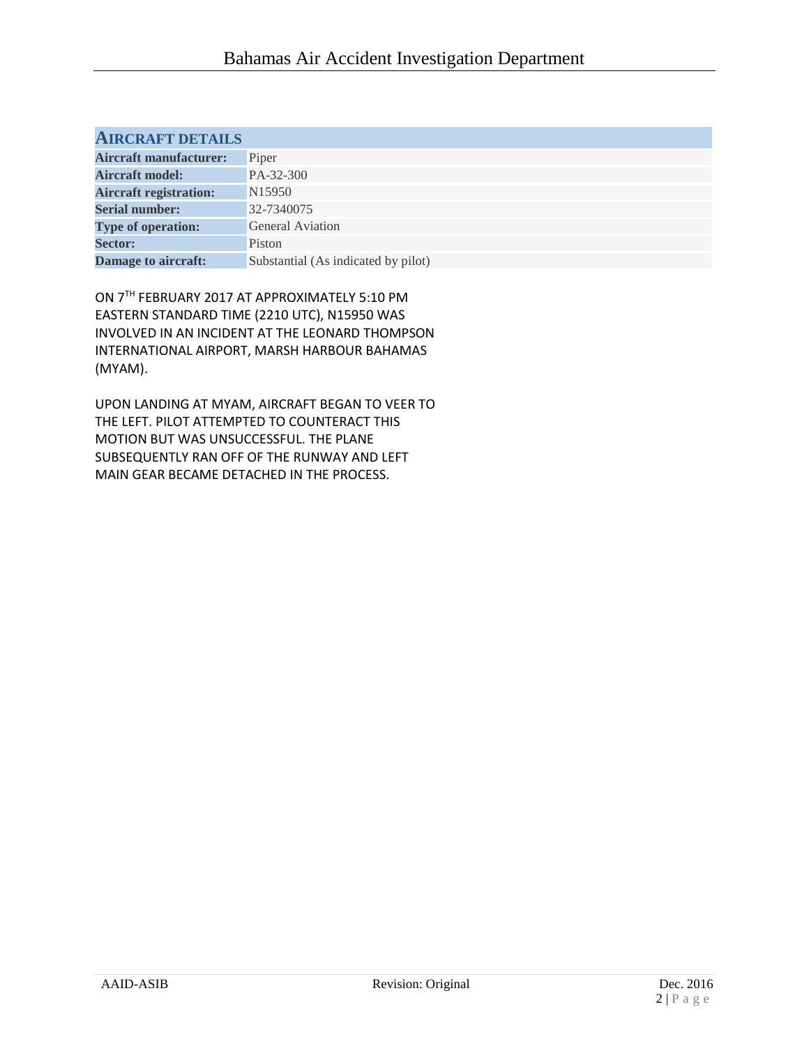## AIRCRAFT DETAILS

| | |
|---|---|
| **Aircraft manufacturer:** | Piper |
| **Aircraft model:** | PA-32-300 |
| **Aircraft registration:** | N15950 |
| **Serial number:** | 32-7340075 |
| **Type of operation:** | General Aviation |
| **Sector:** | Piston |
| **Damage to aircraft:** | Substantial (As indicated by pilot) |

ON 7TH FEBRUARY 2017 AT APPROXIMATELY 5:10 PM EASTERN STANDARD TIME (2210 UTC), N15950 WAS INVOLVED IN AN INCIDENT AT THE LEONARD THOMPSON INTERNATIONAL AIRPORT, MARSH HARBOUR BAHAMAS (MYAM).

UPON LANDING AT MYAM, AIRCRAFT BEGAN TO VEER TO THE LEFT. PILOT ATTEMPTED TO COUNTERACT THIS MOTION BUT WAS UNSUCCESSFUL. THE PLANE SUBSEQUENTLY RAN OFF OF THE RUNWAY AND LEFT MAIN GEAR BECAME DETACHED IN THE PROCESS.